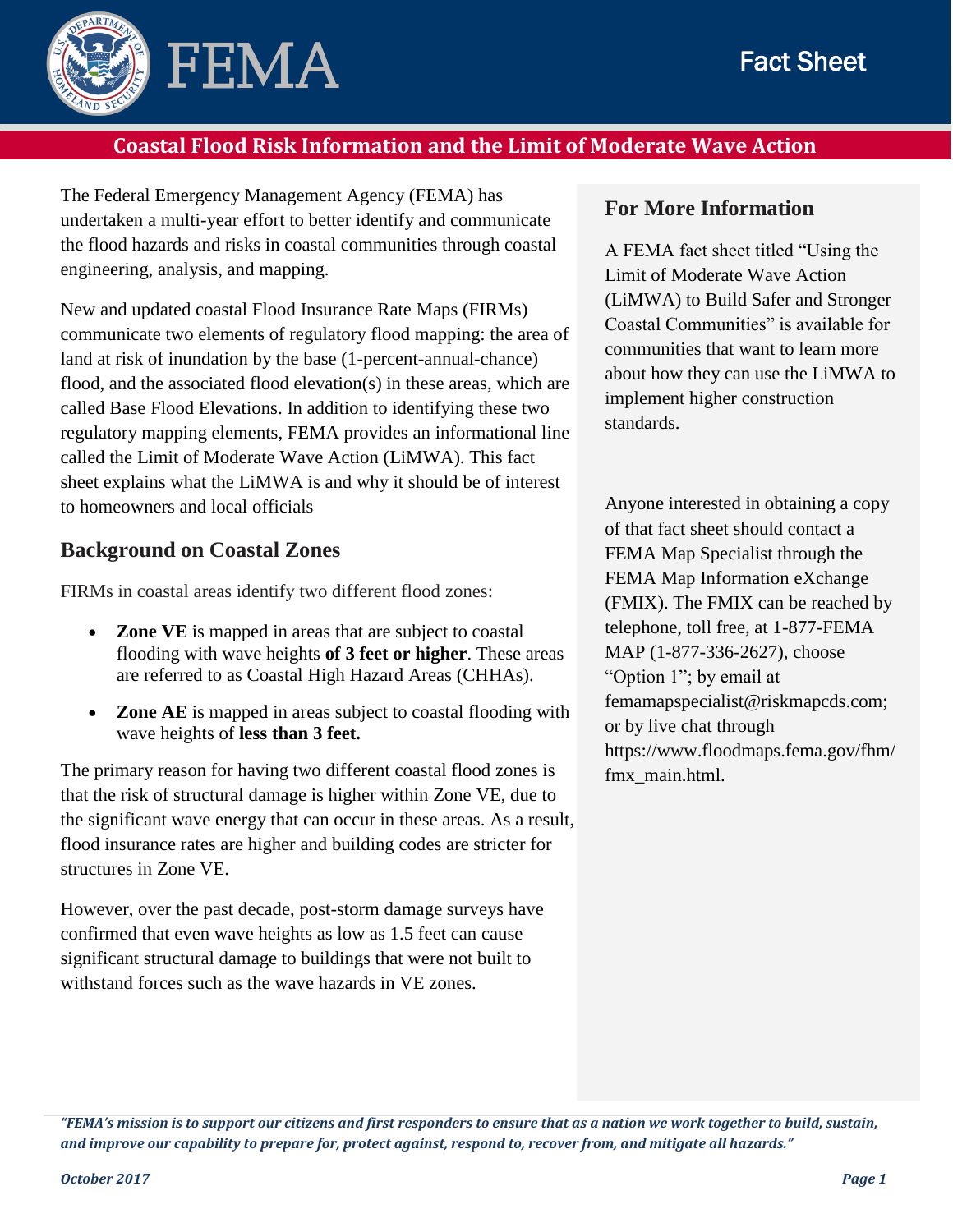# Coastal Flood Risk Information and the Limit of Moderate Wave Action

The Federal Emergency Management Agency (FEMA) has undertaken a multi-year effort to better identify and communicate the flood hazards and risks in coastal communities through coastal engineering, analysis, and mapping.

New and updated coastal Flood Insurance Rate Maps (FIRMs) communicate two elements of regulatory flood mapping: the area of land at risk of inundation by the base (1-percent-annual-chance) flood, and the associated flood elevation(s) in these areas, which are called Base Flood Elevations. In addition to identifying these two regulatory mapping elements, FEMA provides an informational line called the Limit of Moderate Wave Action (LiMWA). This fact sheet explains what the LiMWA is and why it should be of interest to homeowners and local officials

## Background on Coastal Zones

FIRMs in coastal areas identify two different flood zones:

- **Zone VE** is mapped in areas that are subject to coastal flooding with wave heights **of 3 feet or higher**. These areas are referred to as Coastal High Hazard Areas (CHHAs).
- **Zone AE** is mapped in areas subject to coastal flooding with wave heights of **less than 3 feet.**

The primary reason for having two different coastal flood zones is that the risk of structural damage is higher within Zone VE, due to the significant wave energy that can occur in these areas. As a result, flood insurance rates are higher and building codes are stricter for structures in Zone VE.

However, over the past decade, post-storm damage surveys have confirmed that even wave heights as low as 1.5 feet can cause significant structural damage to buildings that were not built to withstand forces such as the wave hazards in VE zones.

## For More Information

A FEMA fact sheet titled "Using the Limit of Moderate Wave Action (LiMWA) to Build Safer and Stronger Coastal Communities" is available for communities that want to learn more about how they can use the LiMWA to implement higher construction standards.

Anyone interested in obtaining a copy of that fact sheet should contact a FEMA Map Specialist through the FEMA Map Information eXchange (FMIX). The FMIX can be reached by telephone, toll free, at 1-877-FEMA MAP (1-877-336-2627), choose "Option 1"; by email at femamapspecialist@riskmapcds.com; or by live chat through https://www.floodmaps.fema.gov/fhm/fmx_main.html.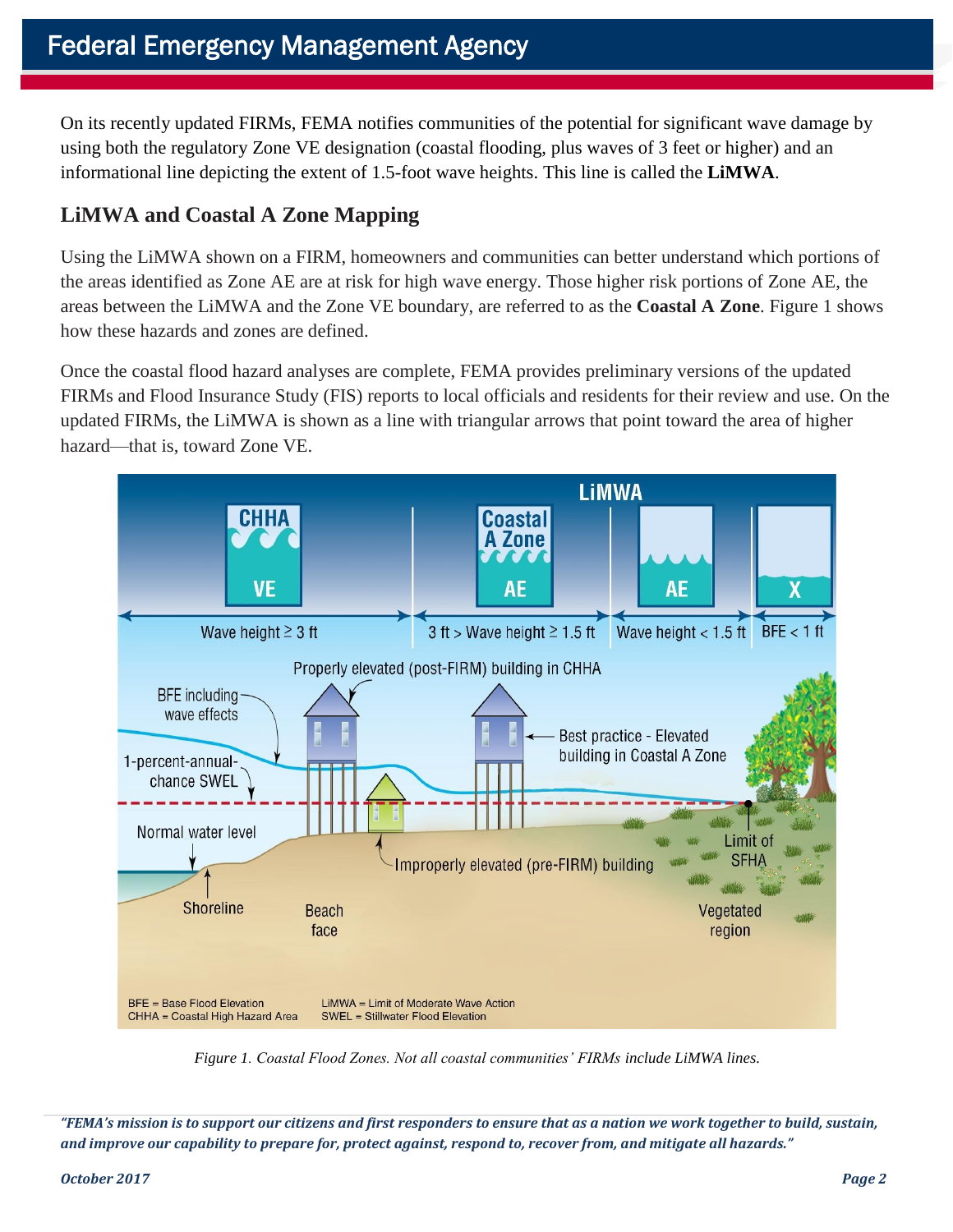On its recently updated FIRMs, FEMA notifies communities of the potential for significant wave damage by using both the regulatory Zone VE designation (coastal flooding, plus waves of 3 feet or higher) and an informational line depicting the extent of 1.5-foot wave heights. This line is called the **LiMWA**.

## LiMWA and Coastal A Zone Mapping

Using the LiMWA shown on a FIRM, homeowners and communities can better understand which portions of the areas identified as Zone AE are at risk for high wave energy. Those higher risk portions of Zone AE, the areas between the LiMWA and the Zone VE boundary, are referred to as the **Coastal A Zone**. Figure 1 shows how these hazards and zones are defined.

Once the coastal flood hazard analyses are complete, FEMA provides preliminary versions of the updated FIRMs and Flood Insurance Study (FIS) reports to local officials and residents for their review and use. On the updated FIRMs, the LiMWA is shown as a line with triangular arrows that point toward the area of higher hazard—that is, toward Zone VE.

*Figure 1. Coastal Flood Zones. Not all coastal communities' FIRMs include LiMWA lines.*

***"FEMA's mission is to support our citizens and first responders to ensure that as a nation we work together to build, sustain, and improve our capability to prepare for, protect against, respond to, recover from, and mitigate all hazards."***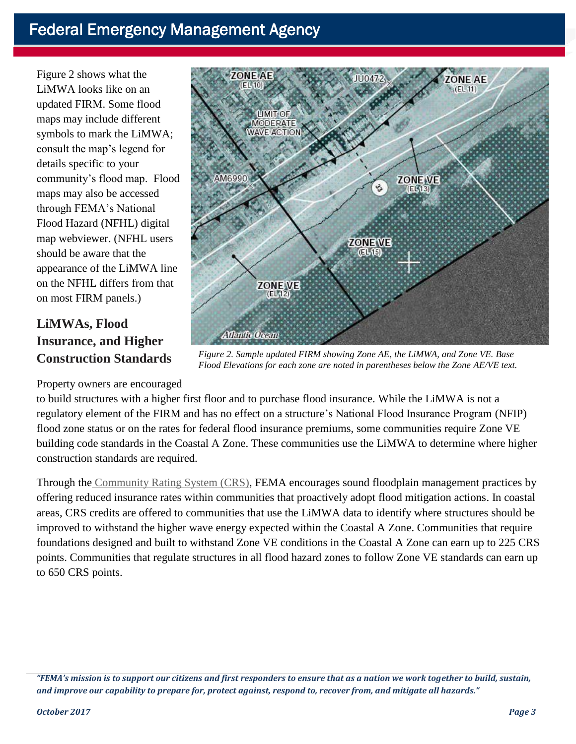Figure 2 shows what the LiMWA looks like on an updated FIRM. Some flood maps may include different symbols to mark the LiMWA; consult the map's legend for details specific to your community's flood map. Flood maps may also be accessed through FEMA's National Flood Hazard (NFHL) digital map webviewer. (NFHL users should be aware that the appearance of the LiMWA line on the NFHL differs from that on most FIRM panels.)

ZONE AE
(EL 10)

JU0472

ZONE AE
(EL 11)

LIMIT OF
MODERATE
WAVE ACTION

AM6990

33

ZONE VE
(EL 13)

ZONE VE
(EL 15)

ZONE VE
(EL 12)

Atlantic Ocean

*Figure 2. Sample updated FIRM showing Zone AE, the LiMWA, and Zone VE. Base Flood Elevations for each zone are noted in parentheses below the Zone AE/VE text.*

## LiMWAs, Flood Insurance, and Higher Construction Standards

Property owners are encouraged to build structures with a higher first floor and to purchase flood insurance. While the LiMWA is not a regulatory element of the FIRM and has no effect on a structure's National Flood Insurance Program (NFIP) flood zone status or on the rates for federal flood insurance premiums, some communities require Zone VE building code standards in the Coastal A Zone. These communities use the LiMWA to determine where higher construction standards are required.

Through the Community Rating System (CRS), FEMA encourages sound floodplain management practices by offering reduced insurance rates within communities that proactively adopt flood mitigation actions. In coastal areas, CRS credits are offered to communities that use the LiMWA data to identify where structures should be improved to withstand the higher wave energy expected within the Coastal A Zone. Communities that require foundations designed and built to withstand Zone VE conditions in the Coastal A Zone can earn up to 225 CRS points. Communities that regulate structures in all flood hazard zones to follow Zone VE standards can earn up to 650 CRS points.

*"FEMA's mission is to support our citizens and first responders to ensure that as a nation we work together to build, sustain, and improve our capability to prepare for, protect against, respond to, recover from, and mitigate all hazards."*

*October 2017*